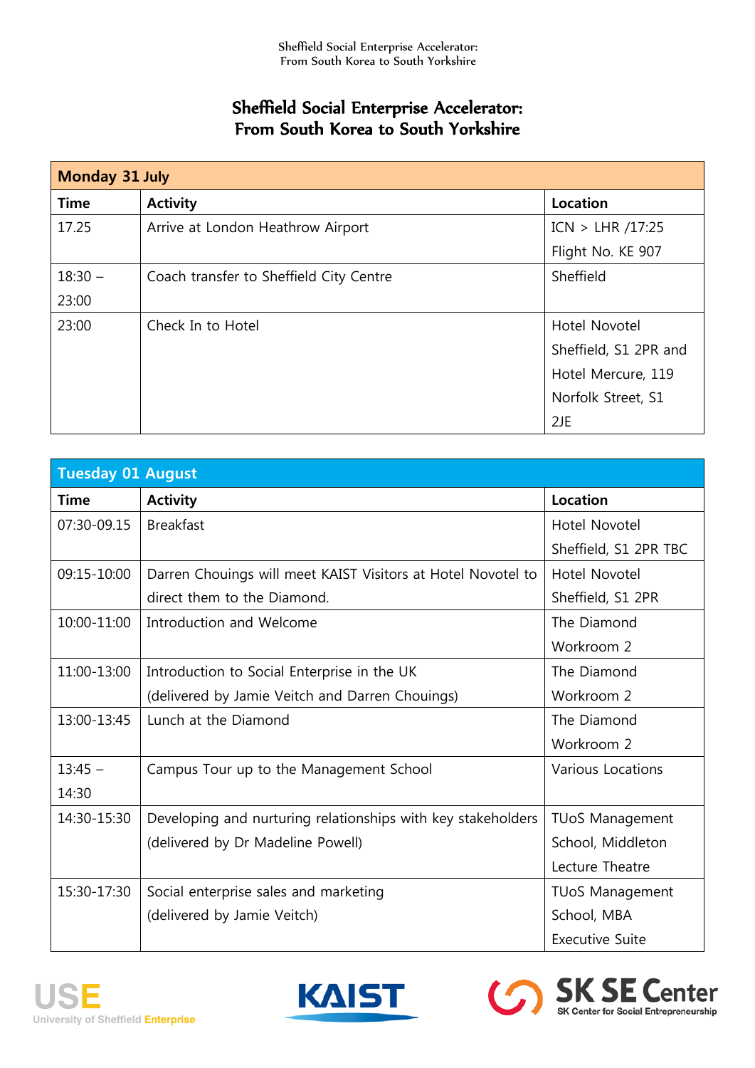# Sheffield Social Enterprise Accelerator: From South Korea to South Yorkshire

| **Monday 31 July** | | |
|---|---|---|
| **Time** | **Activity** | **Location** |
| 17.25 | Arrive at London Heathrow Airport | ICN > LHR /17:25 Flight No. KE 907 |
| 18:30 – 23:00 | Coach transfer to Sheffield City Centre | Sheffield |
| 23:00 | Check In to Hotel | Hotel Novotel Sheffield, S1 2PR and Hotel Mercure, 119 Norfolk Street, S1 2JE |

| **Tuesday 01 August** | | |
|---|---|---|
| **Time** | **Activity** | **Location** |
| 07:30-09.15 | Breakfast | Hotel Novotel Sheffield, S1 2PR TBC |
| 09:15-10:00 | Darren Chouings will meet KAIST Visitors at Hotel Novotel to direct them to the Diamond. | Hotel Novotel Sheffield, S1 2PR |
| 10:00-11:00 | Introduction and Welcome | The Diamond Workroom 2 |
| 11:00-13:00 | Introduction to Social Enterprise in the UK (delivered by Jamie Veitch and Darren Chouings) | The Diamond Workroom 2 |
| 13:00-13:45 | Lunch at the Diamond | The Diamond Workroom 2 |
| 13:45 – 14:30 | Campus Tour up to the Management School | Various Locations |
| 14:30-15:30 | Developing and nurturing relationships with key stakeholders (delivered by Dr Madeline Powell) | TUoS Management School, Middleton Lecture Theatre |
| 15:30-17:30 | Social enterprise sales and marketing (delivered by Jamie Veitch) | TUoS Management School, MBA Executive Suite |

USE University of Sheffield Enterprise | KAIST | SK SE Center – SK Center for Social Entrepreneurship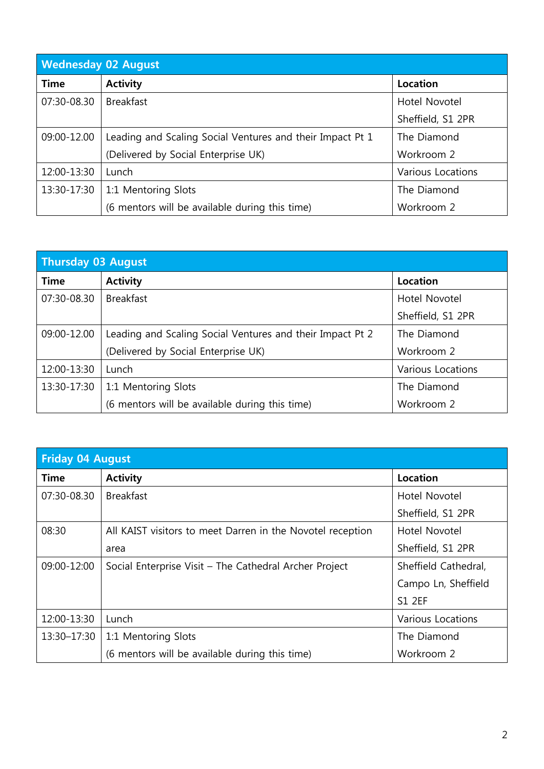| Wednesday 02 August | | |
|---|---|---|
| **Time** | **Activity** | **Location** |
| 07:30-08.30 | Breakfast | Hotel Novotel Sheffield, S1 2PR |
| 09:00-12.00 | Leading and Scaling Social Ventures and their Impact Pt 1 (Delivered by Social Enterprise UK) | The Diamond Workroom 2 |
| 12:00-13:30 | Lunch | Various Locations |
| 13:30-17:30 | 1:1 Mentoring Slots (6 mentors will be available during this time) | The Diamond Workroom 2 |

| Thursday 03 August | | |
|---|---|---|
| **Time** | **Activity** | **Location** |
| 07:30-08.30 | Breakfast | Hotel Novotel Sheffield, S1 2PR |
| 09:00-12.00 | Leading and Scaling Social Ventures and their Impact Pt 2 (Delivered by Social Enterprise UK) | The Diamond Workroom 2 |
| 12:00-13:30 | Lunch | Various Locations |
| 13:30-17:30 | 1:1 Mentoring Slots (6 mentors will be available during this time) | The Diamond Workroom 2 |

| Friday 04 August | | |
|---|---|---|
| **Time** | **Activity** | **Location** |
| 07:30-08.30 | Breakfast | Hotel Novotel Sheffield, S1 2PR |
| 08:30 | All KAIST visitors to meet Darren in the Novotel reception area | Hotel Novotel Sheffield, S1 2PR |
| 09:00-12:00 | Social Enterprise Visit – The Cathedral Archer Project | Sheffield Cathedral, Campo Ln, Sheffield S1 2EF |
| 12:00-13:30 | Lunch | Various Locations |
| 13:30–17:30 | 1:1 Mentoring Slots (6 mentors will be available during this time) | The Diamond Workroom 2 |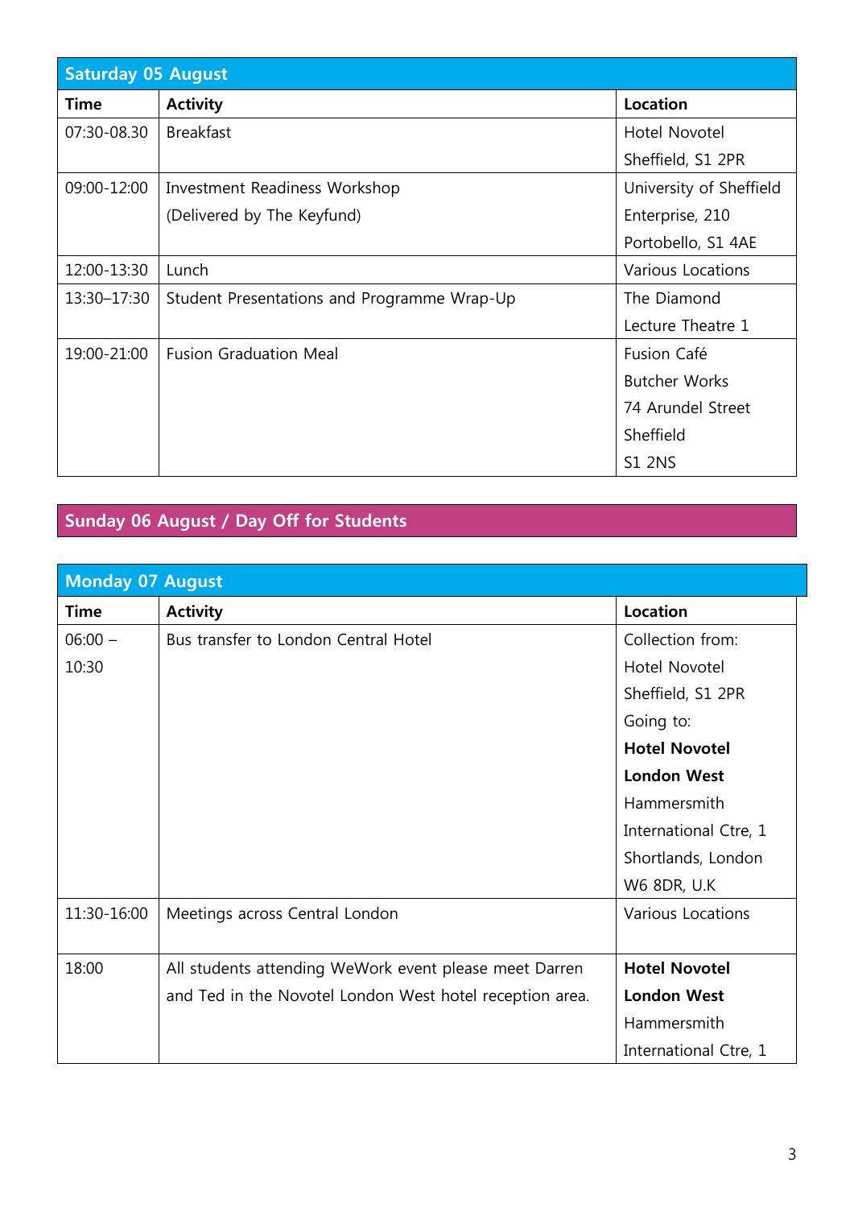## Saturday 05 August

| Time | Activity | Location |
|---|---|---|
| 07:30-08.30 | Breakfast | Hotel Novotel Sheffield, S1 2PR |
| 09:00-12:00 | Investment Readiness Workshop (Delivered by The Keyfund) | University of Sheffield Enterprise, 210 Portobello, S1 4AE |
| 12:00-13:30 | Lunch | Various Locations |
| 13:30–17:30 | Student Presentations and Programme Wrap-Up | The Diamond Lecture Theatre 1 |
| 19:00-21:00 | Fusion Graduation Meal | Fusion Café Butcher Works 74 Arundel Street Sheffield S1 2NS |

## Sunday 06 August / Day Off for Students

## Monday 07 August

| Time | Activity | Location |
|---|---|---|
| 06:00 – 10:30 | Bus transfer to London Central Hotel | Collection from: Hotel Novotel Sheffield, S1 2PR Going to: **Hotel Novotel London West** Hammersmith International Ctre, 1 Shortlands, London W6 8DR, U.K |
| 11:30-16:00 | Meetings across Central London | Various Locations |
| 18:00 | All students attending WeWork event please meet Darren and Ted in the Novotel London West hotel reception area. | **Hotel Novotel London West** Hammersmith International Ctre, 1 |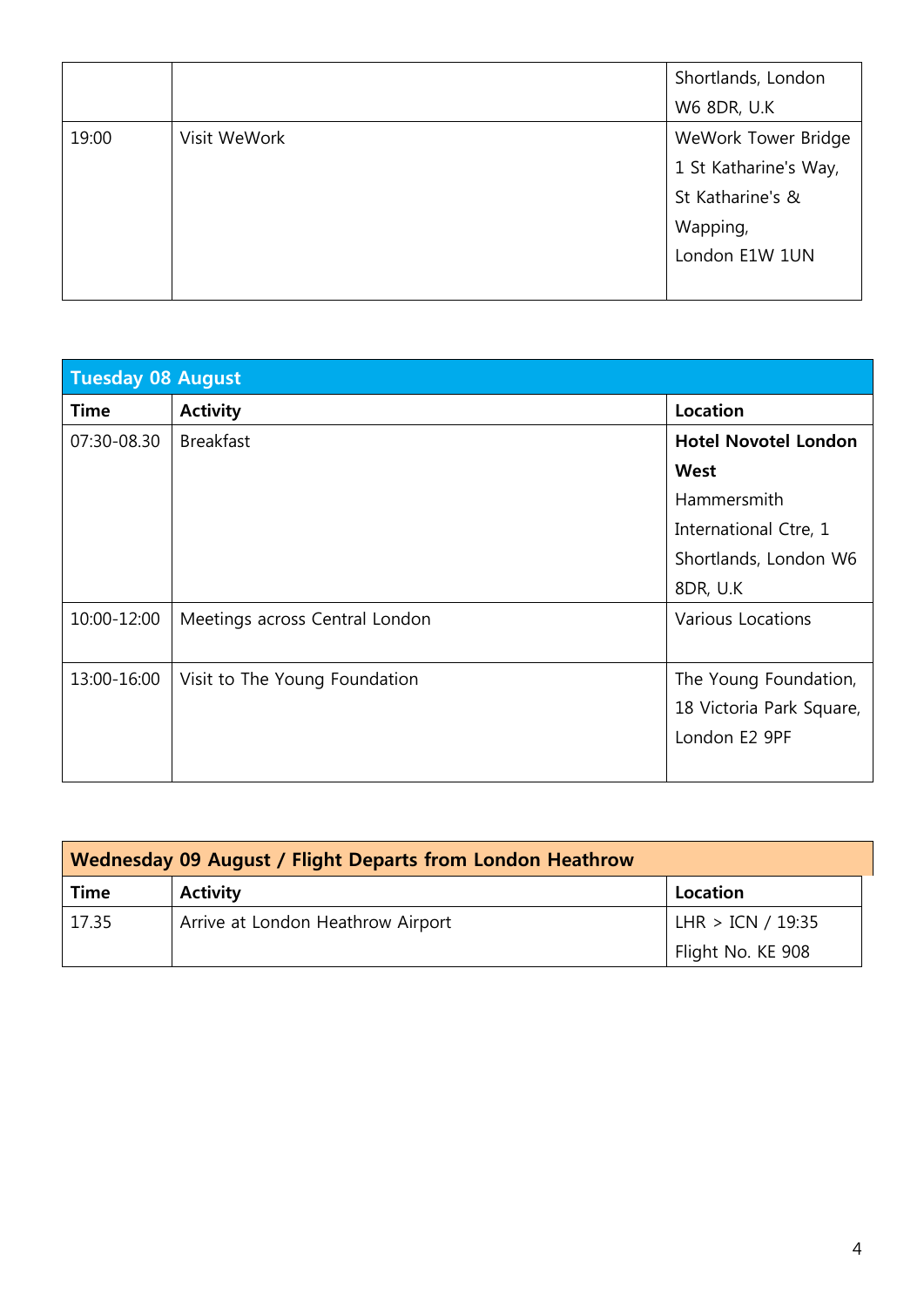| | | |
|---|---|---|
| | | Shortlands, London W6 8DR, U.K |
| 19:00 | Visit WeWork | WeWork Tower Bridge 1 St Katharine's Way, St Katharine's & Wapping, London E1W 1UN |

| Tuesday 08 August | | |
|---|---|---|
| **Time** | **Activity** | **Location** |
| 07:30-08.30 | Breakfast | **Hotel Novotel London West** Hammersmith International Ctre, 1 Shortlands, London W6 8DR, U.K |
| 10:00-12:00 | Meetings across Central London | Various Locations |
| 13:00-16:00 | Visit to The Young Foundation | The Young Foundation, 18 Victoria Park Square, London E2 9PF |

| Wednesday 09 August / Flight Departs from London Heathrow | | |
|---|---|---|
| **Time** | **Activity** | **Location** |
| 17.35 | Arrive at London Heathrow Airport | LHR > ICN / 19:35 Flight No. KE 908 |